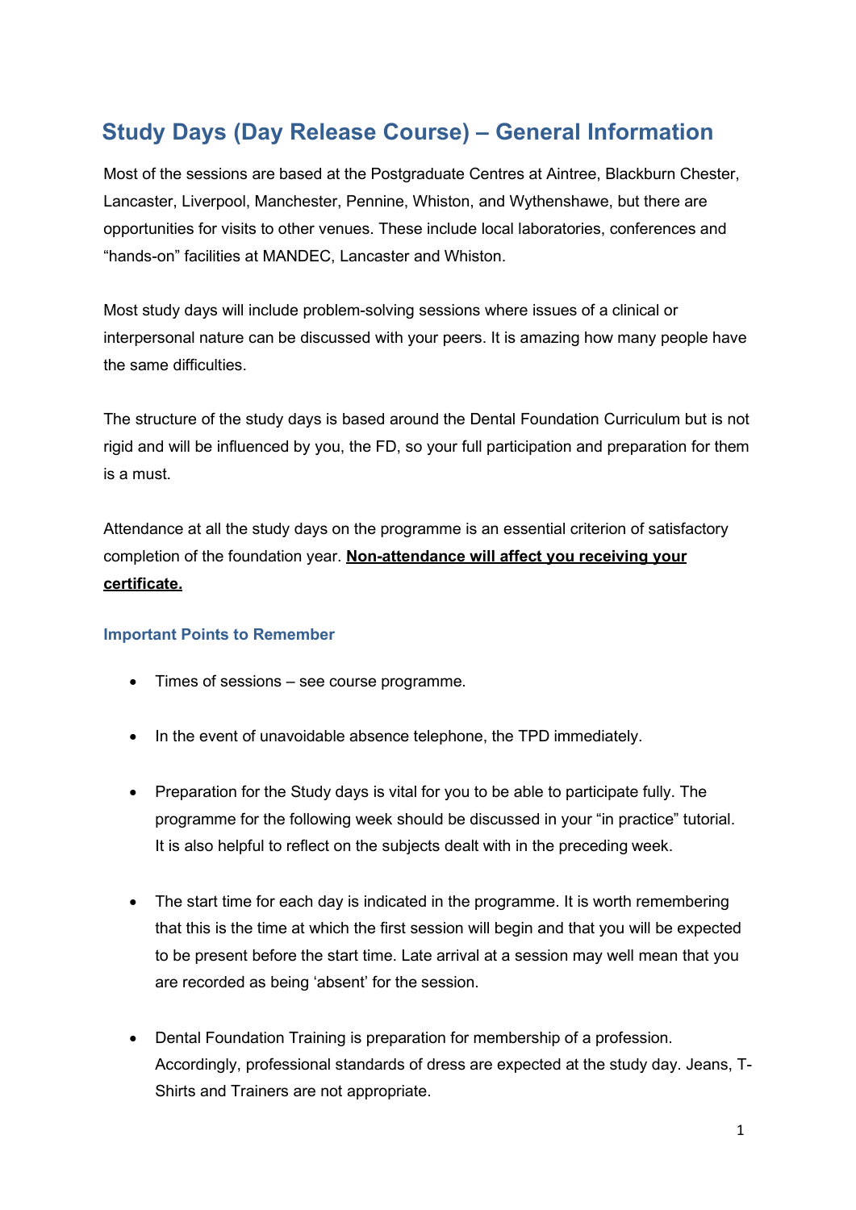# Study Days (Day Release Course) – General Information

Most of the sessions are based at the Postgraduate Centres at Aintree, Blackburn Chester, Lancaster, Liverpool, Manchester, Pennine, Whiston, and Wythenshawe, but there are opportunities for visits to other venues. These include local laboratories, conferences and "hands-on" facilities at MANDEC, Lancaster and Whiston.

Most study days will include problem-solving sessions where issues of a clinical or interpersonal nature can be discussed with your peers. It is amazing how many people have the same difficulties.

The structure of the study days is based around the Dental Foundation Curriculum but is not rigid and will be influenced by you, the FD, so your full participation and preparation for them is a must.

Attendance at all the study days on the programme is an essential criterion of satisfactory completion of the foundation year. **Non-attendance will affect you receiving your certificate.**

### Important Points to Remember

- Times of sessions – see course programme.
- In the event of unavoidable absence telephone, the TPD immediately.
- Preparation for the Study days is vital for you to be able to participate fully. The programme for the following week should be discussed in your "in practice" tutorial. It is also helpful to reflect on the subjects dealt with in the preceding week.
- The start time for each day is indicated in the programme. It is worth remembering that this is the time at which the first session will begin and that you will be expected to be present before the start time. Late arrival at a session may well mean that you are recorded as being 'absent' for the session.
- Dental Foundation Training is preparation for membership of a profession. Accordingly, professional standards of dress are expected at the study day. Jeans, T-Shirts and Trainers are not appropriate.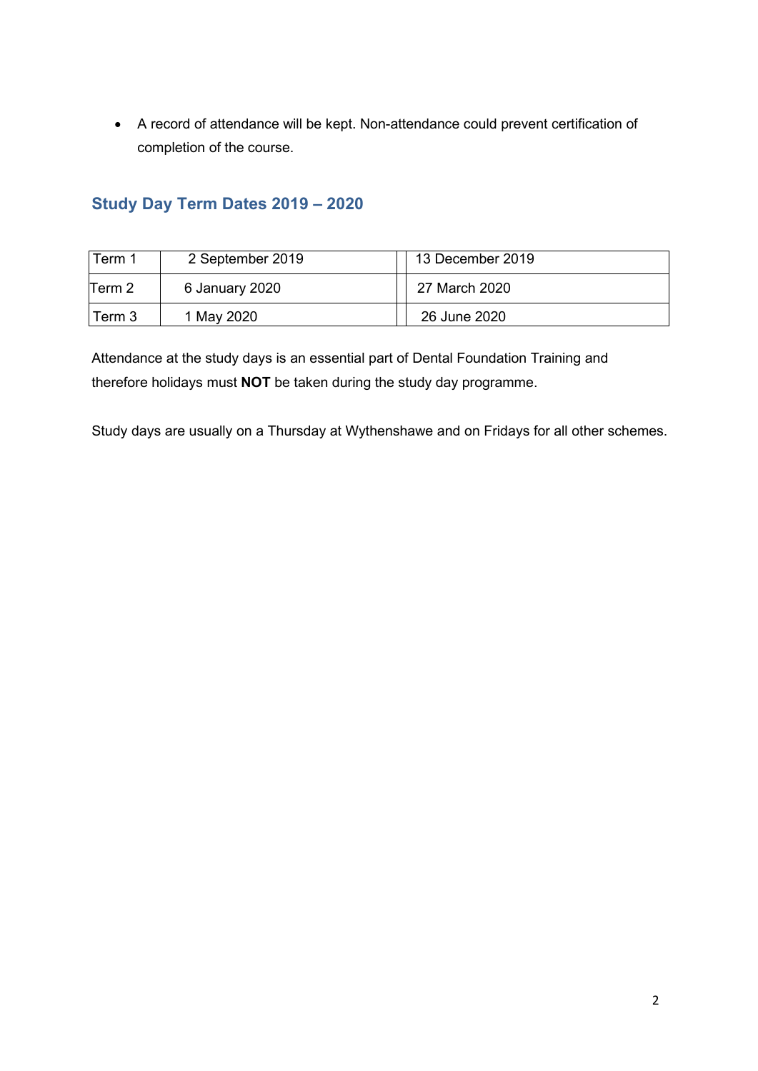- A record of attendance will be kept. Non-attendance could prevent certification of completion of the course.

## Study Day Term Dates 2019 – 2020

| | | |
|---|---|---|
| Term 1 | 2 September 2019 | 13 December 2019 |
| Term 2 | 6 January 2020 | 27 March 2020 |
| Term 3 | 1 May 2020 | 26 June 2020 |

Attendance at the study days is an essential part of Dental Foundation Training and therefore holidays must **NOT** be taken during the study day programme.

Study days are usually on a Thursday at Wythenshawe and on Fridays for all other schemes.